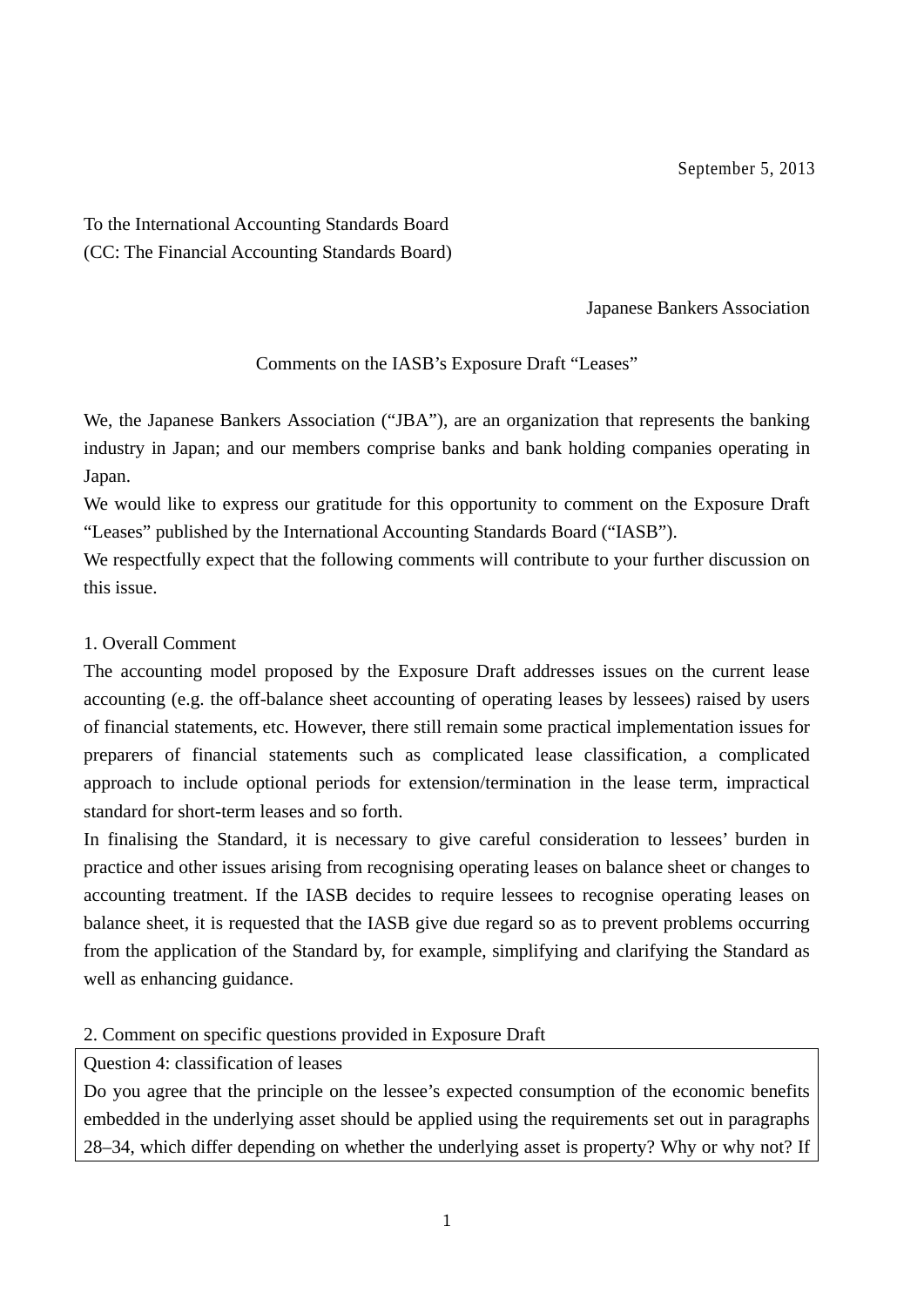September 5, 2013

To the International Accounting Standards Board
(CC: The Financial Accounting Standards Board)

Japanese Bankers Association

Comments on the IASB's Exposure Draft "Leases"

We, the Japanese Bankers Association ("JBA"), are an organization that represents the banking industry in Japan; and our members comprise banks and bank holding companies operating in Japan.

We would like to express our gratitude for this opportunity to comment on the Exposure Draft "Leases" published by the International Accounting Standards Board ("IASB").

We respectfully expect that the following comments will contribute to your further discussion on this issue.

1. Overall Comment

The accounting model proposed by the Exposure Draft addresses issues on the current lease accounting (e.g. the off-balance sheet accounting of operating leases by lessees) raised by users of financial statements, etc. However, there still remain some practical implementation issues for preparers of financial statements such as complicated lease classification, a complicated approach to include optional periods for extension/termination in the lease term, impractical standard for short-term leases and so forth.

In finalising the Standard, it is necessary to give careful consideration to lessees' burden in practice and other issues arising from recognising operating leases on balance sheet or changes to accounting treatment. If the IASB decides to require lessees to recognise operating leases on balance sheet, it is requested that the IASB give due regard so as to prevent problems occurring from the application of the Standard by, for example, simplifying and clarifying the Standard as well as enhancing guidance.

2. Comment on specific questions provided in Exposure Draft

Question 4: classification of leases

Do you agree that the principle on the lessee's expected consumption of the economic benefits embedded in the underlying asset should be applied using the requirements set out in paragraphs 28–34, which differ depending on whether the underlying asset is property? Why or why not? If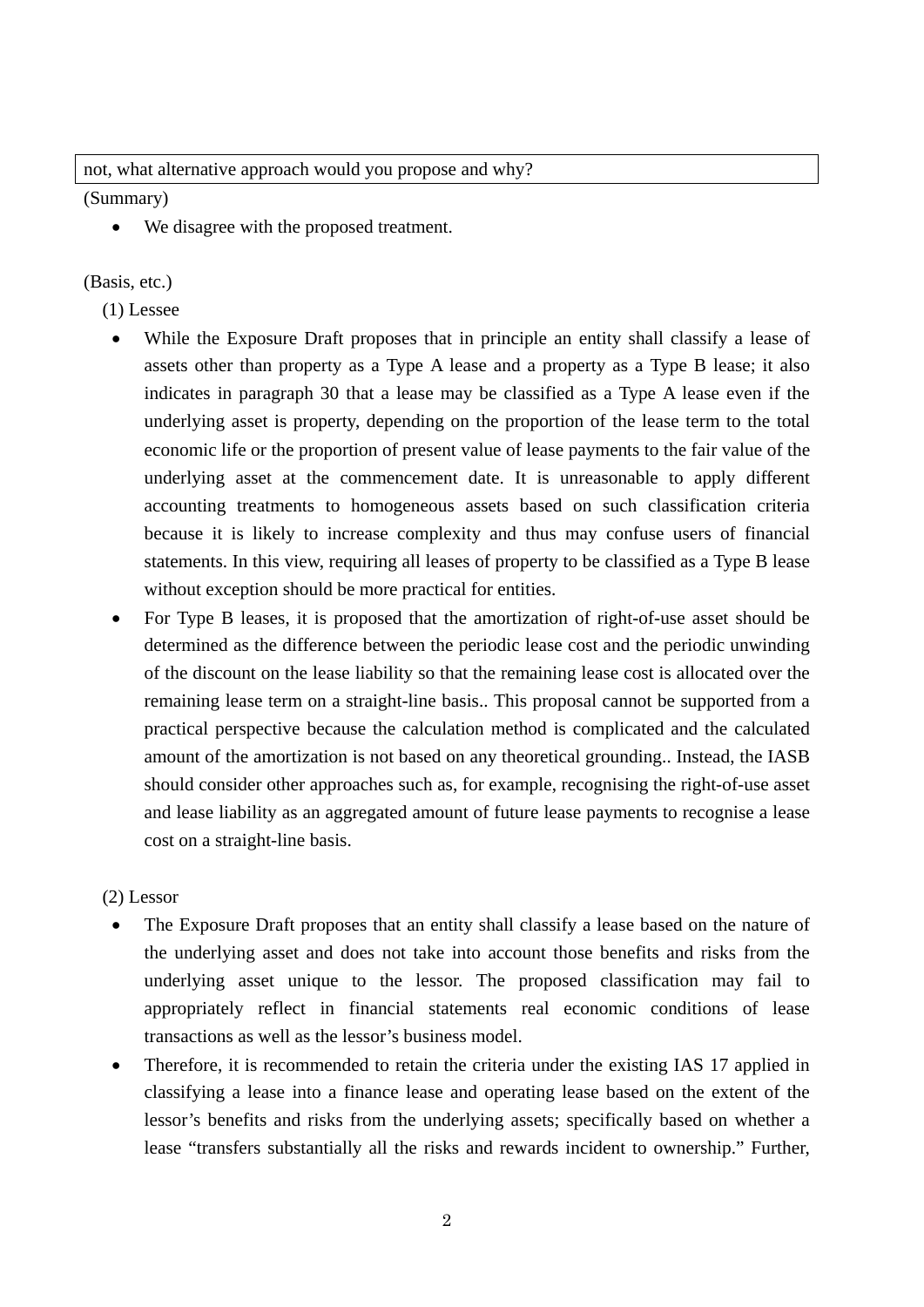| not, what alternative approach would you propose and why? |
| --- |

(Summary)

- We disagree with the proposed treatment.

(Basis, etc.)

(1) Lessee

- While the Exposure Draft proposes that in principle an entity shall classify a lease of assets other than property as a Type A lease and a property as a Type B lease; it also indicates in paragraph 30 that a lease may be classified as a Type A lease even if the underlying asset is property, depending on the proportion of the lease term to the total economic life or the proportion of present value of lease payments to the fair value of the underlying asset at the commencement date. It is unreasonable to apply different accounting treatments to homogeneous assets based on such classification criteria because it is likely to increase complexity and thus may confuse users of financial statements. In this view, requiring all leases of property to be classified as a Type B lease without exception should be more practical for entities.
- For Type B leases, it is proposed that the amortization of right-of-use asset should be determined as the difference between the periodic lease cost and the periodic unwinding of the discount on the lease liability so that the remaining lease cost is allocated over the remaining lease term on a straight-line basis.. This proposal cannot be supported from a practical perspective because the calculation method is complicated and the calculated amount of the amortization is not based on any theoretical grounding.. Instead, the IASB should consider other approaches such as, for example, recognising the right-of-use asset and lease liability as an aggregated amount of future lease payments to recognise a lease cost on a straight-line basis.

(2) Lessor

- The Exposure Draft proposes that an entity shall classify a lease based on the nature of the underlying asset and does not take into account those benefits and risks from the underlying asset unique to the lessor. The proposed classification may fail to appropriately reflect in financial statements real economic conditions of lease transactions as well as the lessor's business model.
- Therefore, it is recommended to retain the criteria under the existing IAS 17 applied in classifying a lease into a finance lease and operating lease based on the extent of the lessor's benefits and risks from the underlying assets; specifically based on whether a lease "transfers substantially all the risks and rewards incident to ownership." Further,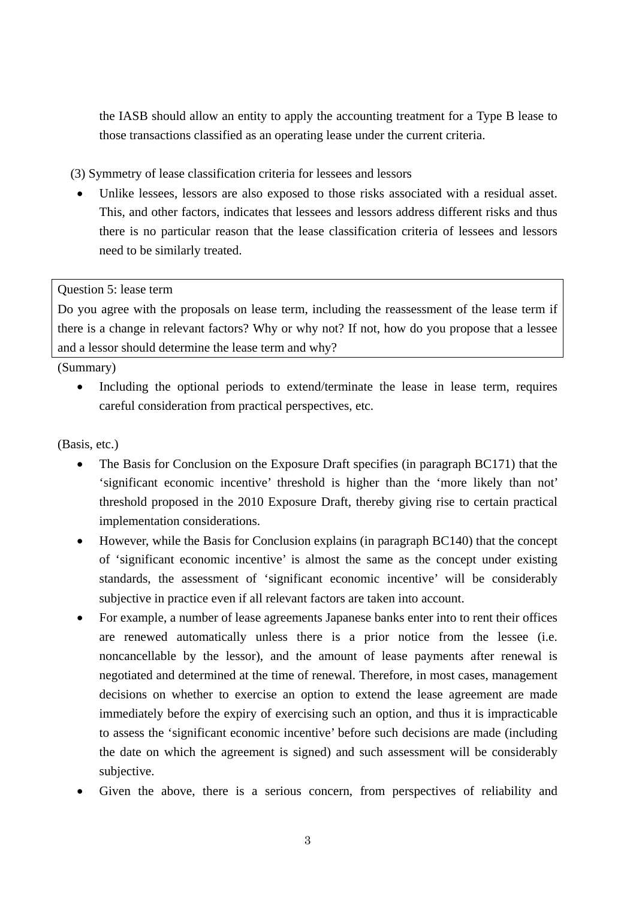the IASB should allow an entity to apply the accounting treatment for a Type B lease to those transactions classified as an operating lease under the current criteria.

(3) Symmetry of lease classification criteria for lessees and lessors

- Unlike lessees, lessors are also exposed to those risks associated with a residual asset. This, and other factors, indicates that lessees and lessors address different risks and thus there is no particular reason that the lease classification criteria of lessees and lessors need to be similarly treated.

| Question 5: lease term |
|---|
| Do you agree with the proposals on lease term, including the reassessment of the lease term if there is a change in relevant factors? Why or why not? If not, how do you propose that a lessee and a lessor should determine the lease term and why? |

(Summary)

- Including the optional periods to extend/terminate the lease in lease term, requires careful consideration from practical perspectives, etc.

(Basis, etc.)

- The Basis for Conclusion on the Exposure Draft specifies (in paragraph BC171) that the 'significant economic incentive' threshold is higher than the 'more likely than not' threshold proposed in the 2010 Exposure Draft, thereby giving rise to certain practical implementation considerations.
- However, while the Basis for Conclusion explains (in paragraph BC140) that the concept of 'significant economic incentive' is almost the same as the concept under existing standards, the assessment of 'significant economic incentive' will be considerably subjective in practice even if all relevant factors are taken into account.
- For example, a number of lease agreements Japanese banks enter into to rent their offices are renewed automatically unless there is a prior notice from the lessee (i.e. noncancellable by the lessor), and the amount of lease payments after renewal is negotiated and determined at the time of renewal. Therefore, in most cases, management decisions on whether to exercise an option to extend the lease agreement are made immediately before the expiry of exercising such an option, and thus it is impracticable to assess the 'significant economic incentive' before such decisions are made (including the date on which the agreement is signed) and such assessment will be considerably subjective.
- Given the above, there is a serious concern, from perspectives of reliability and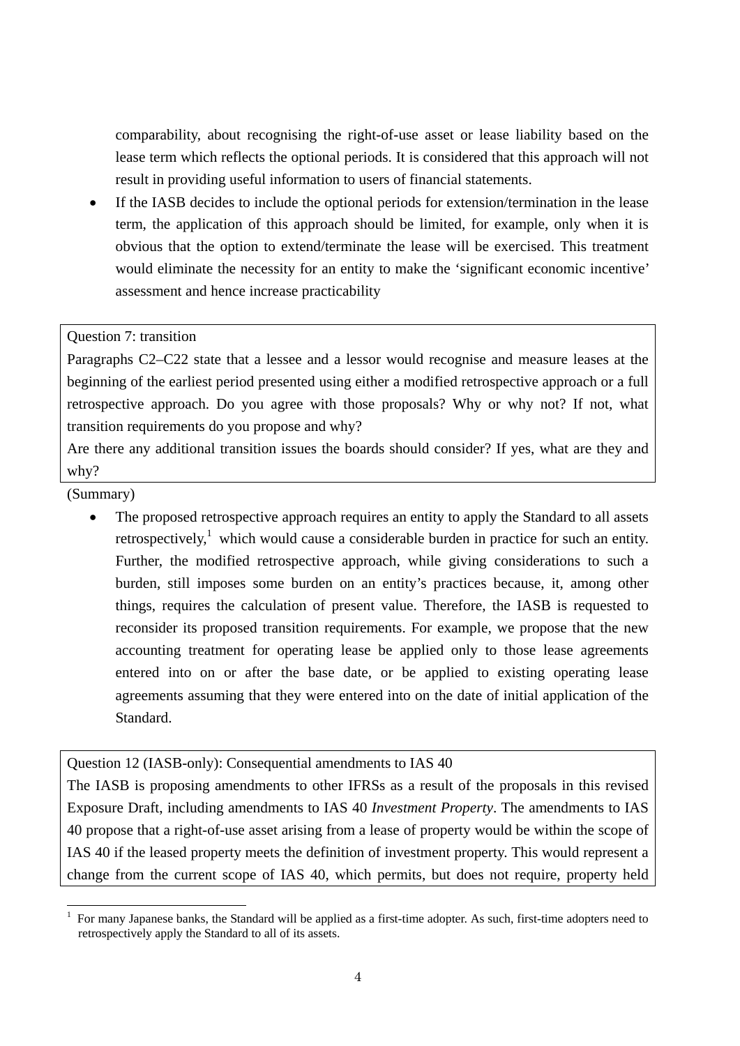comparability, about recognising the right-of-use asset or lease liability based on the lease term which reflects the optional periods. It is considered that this approach will not result in providing useful information to users of financial statements.

- If the IASB decides to include the optional periods for extension/termination in the lease term, the application of this approach should be limited, for example, only when it is obvious that the option to extend/terminate the lease will be exercised. This treatment would eliminate the necessity for an entity to make the 'significant economic incentive' assessment and hence increase practicability

| |
|---|
| Question 7: transition<br>Paragraphs C2–C22 state that a lessee and a lessor would recognise and measure leases at the beginning of the earliest period presented using either a modified retrospective approach or a full retrospective approach. Do you agree with those proposals? Why or why not? If not, what transition requirements do you propose and why?<br>Are there any additional transition issues the boards should consider? If yes, what are they and why? |

(Summary)

- The proposed retrospective approach requires an entity to apply the Standard to all assets retrospectively,[1] which would cause a considerable burden in practice for such an entity. Further, the modified retrospective approach, while giving considerations to such a burden, still imposes some burden on an entity's practices because, it, among other things, requires the calculation of present value. Therefore, the IASB is requested to reconsider its proposed transition requirements. For example, we propose that the new accounting treatment for operating lease be applied only to those lease agreements entered into on or after the base date, or be applied to existing operating lease agreements assuming that they were entered into on the date of initial application of the Standard.

| |
|---|
| Question 12 (IASB-only): Consequential amendments to IAS 40<br>The IASB is proposing amendments to other IFRSs as a result of the proposals in this revised Exposure Draft, including amendments to IAS 40 *Investment Property*. The amendments to IAS 40 propose that a right-of-use asset arising from a lease of property would be within the scope of IAS 40 if the leased property meets the definition of investment property. This would represent a change from the current scope of IAS 40, which permits, but does not require, property held |

[1] For many Japanese banks, the Standard will be applied as a first-time adopter. As such, first-time adopters need to retrospectively apply the Standard to all of its assets.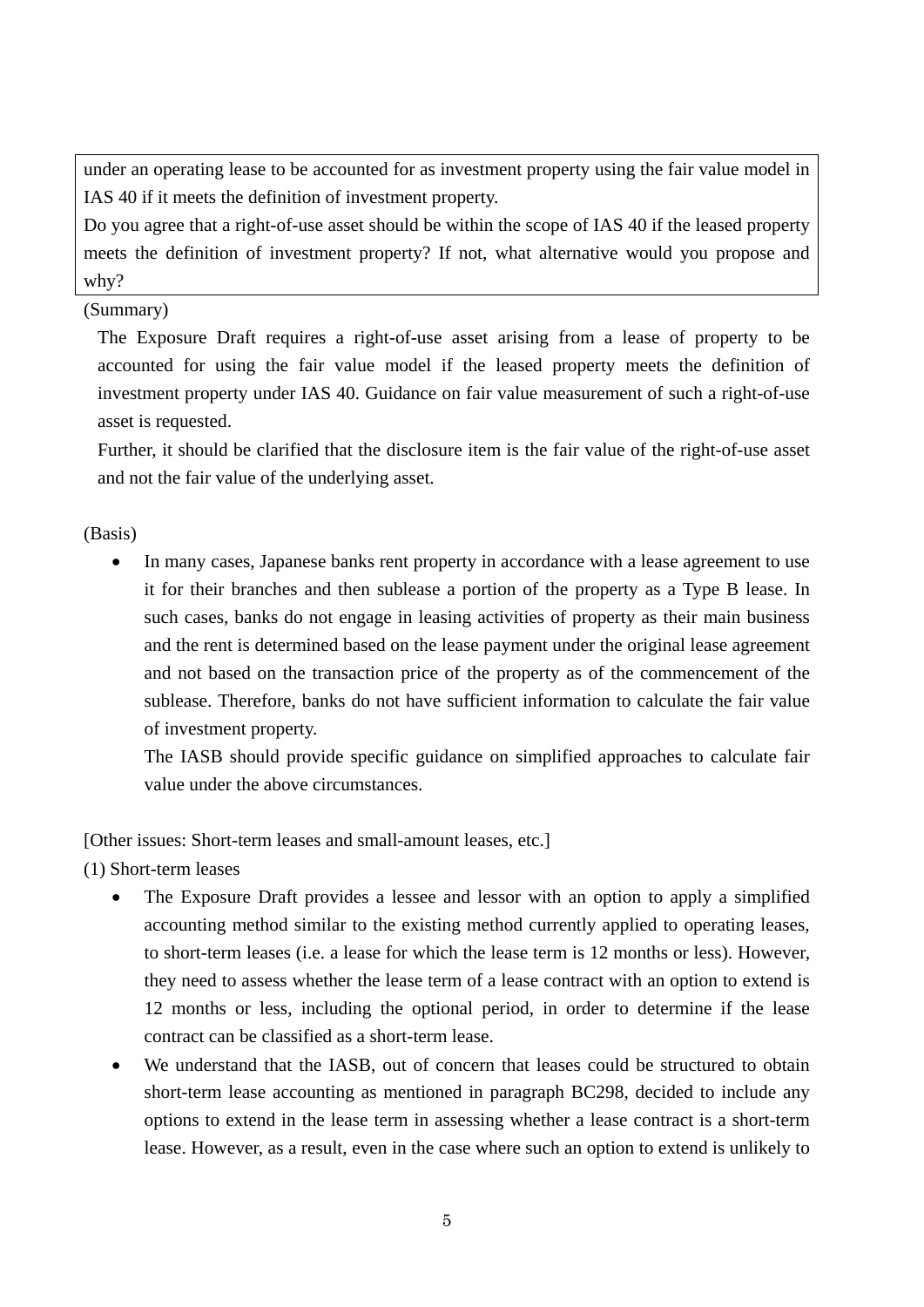> under an operating lease to be accounted for as investment property using the fair value model in IAS 40 if it meets the definition of investment property.
>
> Do you agree that a right-of-use asset should be within the scope of IAS 40 if the leased property meets the definition of investment property? If not, what alternative would you propose and why?

(Summary)

The Exposure Draft requires a right-of-use asset arising from a lease of property to be accounted for using the fair value model if the leased property meets the definition of investment property under IAS 40. Guidance on fair value measurement of such a right-of-use asset is requested.

Further, it should be clarified that the disclosure item is the fair value of the right-of-use asset and not the fair value of the underlying asset.

(Basis)

- In many cases, Japanese banks rent property in accordance with a lease agreement to use it for their branches and then sublease a portion of the property as a Type B lease. In such cases, banks do not engage in leasing activities of property as their main business and the rent is determined based on the lease payment under the original lease agreement and not based on the transaction price of the property as of the commencement of the sublease. Therefore, banks do not have sufficient information to calculate the fair value of investment property.

  The IASB should provide specific guidance on simplified approaches to calculate fair value under the above circumstances.

[Other issues: Short-term leases and small-amount leases, etc.]

(1) Short-term leases

- The Exposure Draft provides a lessee and lessor with an option to apply a simplified accounting method similar to the existing method currently applied to operating leases, to short-term leases (i.e. a lease for which the lease term is 12 months or less). However, they need to assess whether the lease term of a lease contract with an option to extend is 12 months or less, including the optional period, in order to determine if the lease contract can be classified as a short-term lease.
- We understand that the IASB, out of concern that leases could be structured to obtain short-term lease accounting as mentioned in paragraph BC298, decided to include any options to extend in the lease term in assessing whether a lease contract is a short-term lease. However, as a result, even in the case where such an option to extend is unlikely to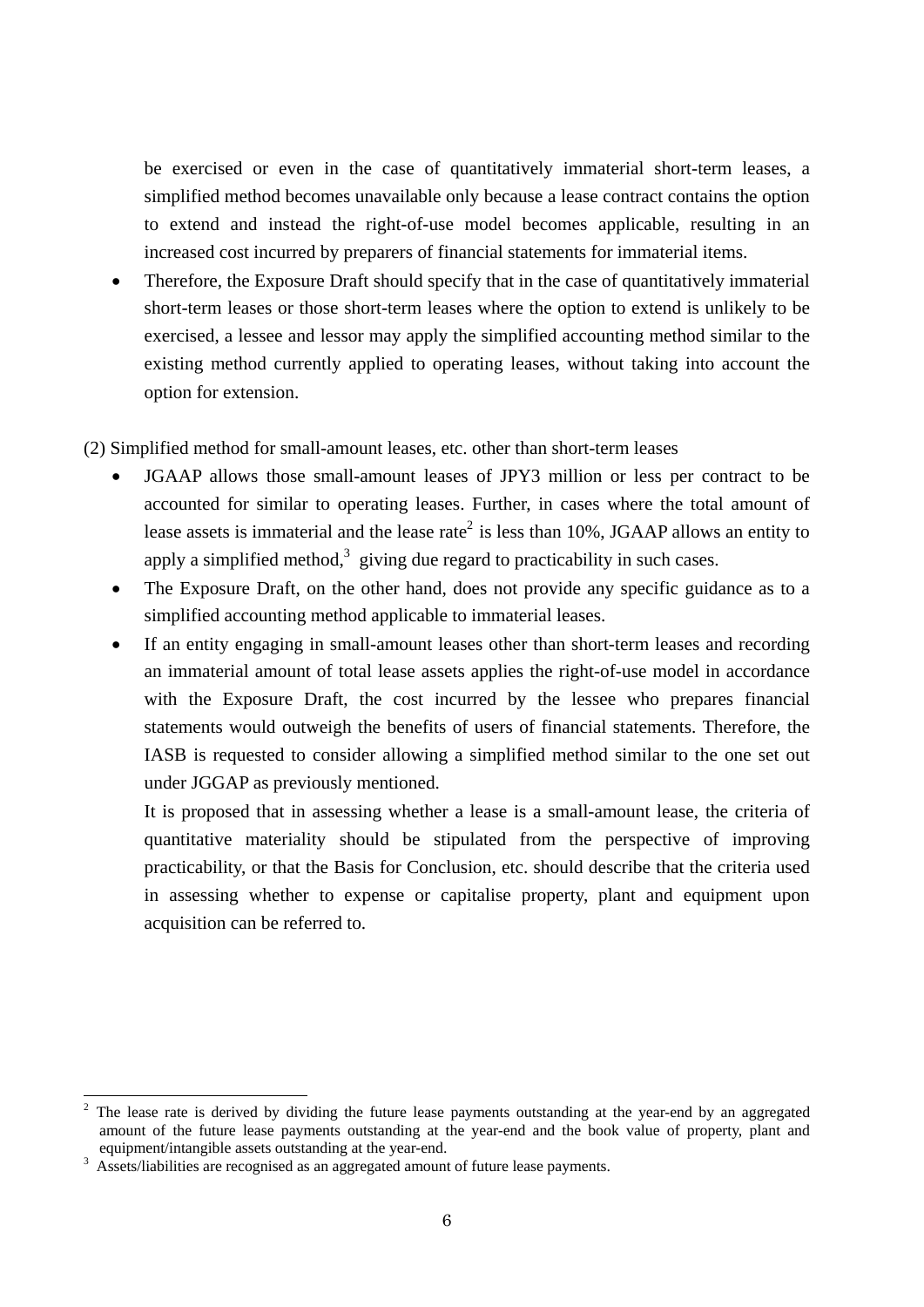be exercised or even in the case of quantitatively immaterial short-term leases, a simplified method becomes unavailable only because a lease contract contains the option to extend and instead the right-of-use model becomes applicable, resulting in an increased cost incurred by preparers of financial statements for immaterial items.

- Therefore, the Exposure Draft should specify that in the case of quantitatively immaterial short-term leases or those short-term leases where the option to extend is unlikely to be exercised, a lessee and lessor may apply the simplified accounting method similar to the existing method currently applied to operating leases, without taking into account the option for extension.

(2) Simplified method for small-amount leases, etc. other than short-term leases

- JGAAP allows those small-amount leases of JPY3 million or less per contract to be accounted for similar to operating leases. Further, in cases where the total amount of lease assets is immaterial and the lease rate[2] is less than 10%, JGAAP allows an entity to apply a simplified method,[3] giving due regard to practicability in such cases.
- The Exposure Draft, on the other hand, does not provide any specific guidance as to a simplified accounting method applicable to immaterial leases.
- If an entity engaging in small-amount leases other than short-term leases and recording an immaterial amount of total lease assets applies the right-of-use model in accordance with the Exposure Draft, the cost incurred by the lessee who prepares financial statements would outweigh the benefits of users of financial statements. Therefore, the IASB is requested to consider allowing a simplified method similar to the one set out under JGGAP as previously mentioned.

  It is proposed that in assessing whether a lease is a small-amount lease, the criteria of quantitative materiality should be stipulated from the perspective of improving practicability, or that the Basis for Conclusion, etc. should describe that the criteria used in assessing whether to expense or capitalise property, plant and equipment upon acquisition can be referred to.

---

[2] The lease rate is derived by dividing the future lease payments outstanding at the year-end by an aggregated amount of the future lease payments outstanding at the year-end and the book value of property, plant and equipment/intangible assets outstanding at the year-end.

[3] Assets/liabilities are recognised as an aggregated amount of future lease payments.